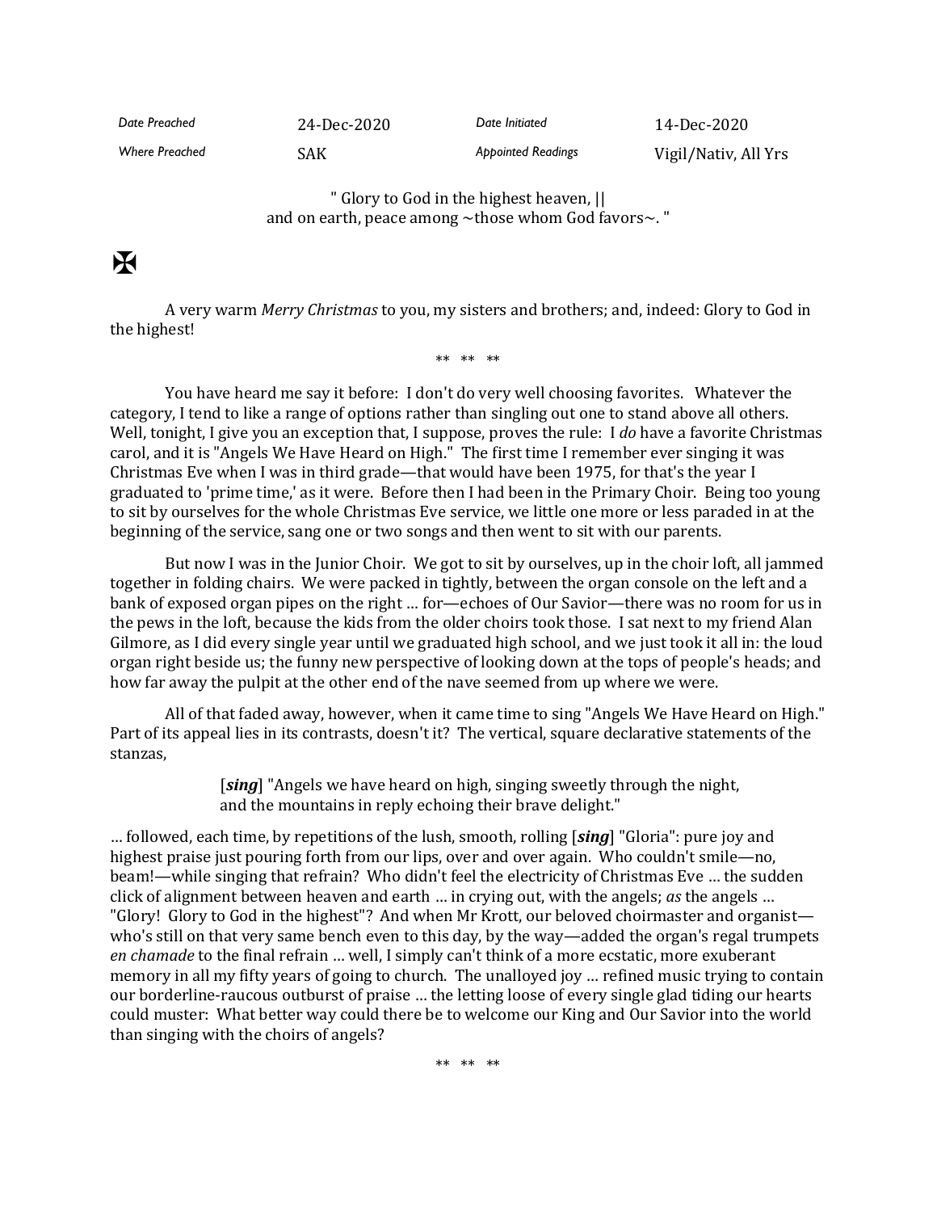| *Date Preached* | 24-Dec-2020 | *Date Initiated* | 14-Dec-2020 |
| --- | --- | --- | --- |
| *Where Preached* | SAK | *Appointed Readings* | Vigil/Nativ, All Yrs |

" Glory to God in the highest heaven, ||
and on earth, peace among ~those whom God favors~. "

✠

A very warm *Merry Christmas* to you, my sisters and brothers; and, indeed: Glory to God in the highest!

** ** **

You have heard me say it before: I don't do very well choosing favorites. Whatever the category, I tend to like a range of options rather than singling out one to stand above all others. Well, tonight, I give you an exception that, I suppose, proves the rule: I *do* have a favorite Christmas carol, and it is "Angels We Have Heard on High." The first time I remember ever singing it was Christmas Eve when I was in third grade—that would have been 1975, for that's the year I graduated to 'prime time,' as it were. Before then I had been in the Primary Choir. Being too young to sit by ourselves for the whole Christmas Eve service, we little one more or less paraded in at the beginning of the service, sang one or two songs and then went to sit with our parents.

But now I was in the Junior Choir. We got to sit by ourselves, up in the choir loft, all jammed together in folding chairs. We were packed in tightly, between the organ console on the left and a bank of exposed organ pipes on the right … for—echoes of Our Savior—there was no room for us in the pews in the loft, because the kids from the older choirs took those. I sat next to my friend Alan Gilmore, as I did every single year until we graduated high school, and we just took it all in: the loud organ right beside us; the funny new perspective of looking down at the tops of people's heads; and how far away the pulpit at the other end of the nave seemed from up where we were.

All of that faded away, however, when it came time to sing "Angels We Have Heard on High." Part of its appeal lies in its contrasts, doesn't it? The vertical, square declarative statements of the stanzas,

> [***sing***] "Angels we have heard on high, singing sweetly through the night,
> and the mountains in reply echoing their brave delight."

… followed, each time, by repetitions of the lush, smooth, rolling [***sing***] "Gloria": pure joy and highest praise just pouring forth from our lips, over and over again. Who couldn't smile—no, beam!—while singing that refrain? Who didn't feel the electricity of Christmas Eve … the sudden click of alignment between heaven and earth … in crying out, with the angels; *as* the angels … "Glory! Glory to God in the highest"? And when Mr Krott, our beloved choirmaster and organist—who's still on that very same bench even to this day, by the way—added the organ's regal trumpets *en chamade* to the final refrain … well, I simply can't think of a more ecstatic, more exuberant memory in all my fifty years of going to church. The unalloyed joy … refined music trying to contain our borderline-raucous outburst of praise … the letting loose of every single glad tiding our hearts could muster: What better way could there be to welcome our King and Our Savior into the world than singing with the choirs of angels?

** ** **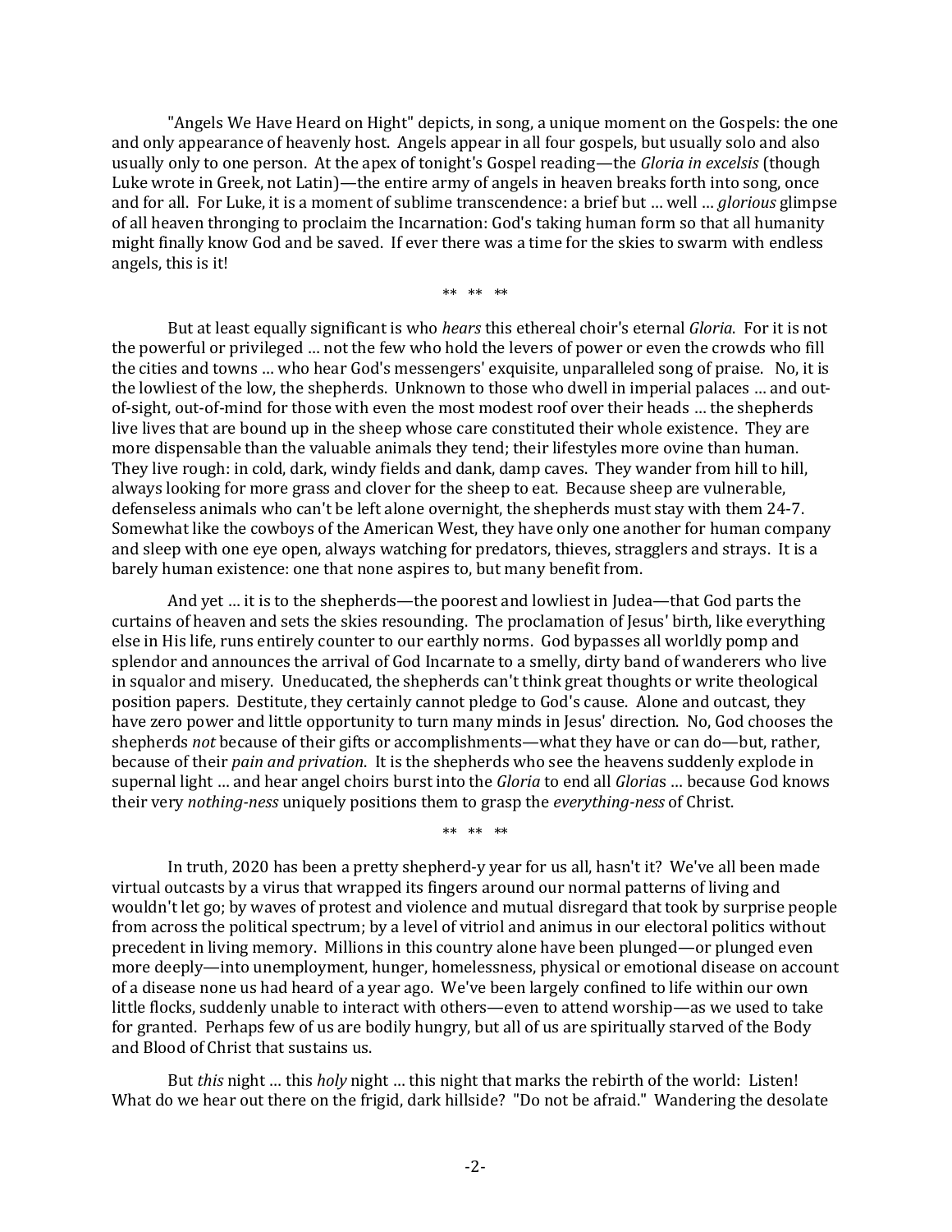"Angels We Have Heard on Hight" depicts, in song, a unique moment on the Gospels: the one and only appearance of heavenly host. Angels appear in all four gospels, but usually solo and also usually only to one person. At the apex of tonight's Gospel reading—the *Gloria in excelsis* (though Luke wrote in Greek, not Latin)—the entire army of angels in heaven breaks forth into song, once and for all. For Luke, it is a moment of sublime transcendence: a brief but … well … *glorious* glimpse of all heaven thronging to proclaim the Incarnation: God's taking human form so that all humanity might finally know God and be saved. If ever there was a time for the skies to swarm with endless angels, this is it!

** ** **

But at least equally significant is who *hears* this ethereal choir's eternal *Gloria*. For it is not the powerful or privileged … not the few who hold the levers of power or even the crowds who fill the cities and towns … who hear God's messengers' exquisite, unparalleled song of praise. No, it is the lowliest of the low, the shepherds. Unknown to those who dwell in imperial palaces … and out-of-sight, out-of-mind for those with even the most modest roof over their heads … the shepherds live lives that are bound up in the sheep whose care constituted their whole existence. They are more dispensable than the valuable animals they tend; their lifestyles more ovine than human. They live rough: in cold, dark, windy fields and dank, damp caves. They wander from hill to hill, always looking for more grass and clover for the sheep to eat. Because sheep are vulnerable, defenseless animals who can't be left alone overnight, the shepherds must stay with them 24-7. Somewhat like the cowboys of the American West, they have only one another for human company and sleep with one eye open, always watching for predators, thieves, stragglers and strays. It is a barely human existence: one that none aspires to, but many benefit from.

And yet … it is to the shepherds—the poorest and lowliest in Judea—that God parts the curtains of heaven and sets the skies resounding. The proclamation of Jesus' birth, like everything else in His life, runs entirely counter to our earthly norms. God bypasses all worldly pomp and splendor and announces the arrival of God Incarnate to a smelly, dirty band of wanderers who live in squalor and misery. Uneducated, the shepherds can't think great thoughts or write theological position papers. Destitute, they certainly cannot pledge to God's cause. Alone and outcast, they have zero power and little opportunity to turn many minds in Jesus' direction. No, God chooses the shepherds *not* because of their gifts or accomplishments—what they have or can do—but, rather, because of their *pain and privation*. It is the shepherds who see the heavens suddenly explode in supernal light … and hear angel choirs burst into the *Gloria* to end all *Gloria*s … because God knows their very *nothing-ness* uniquely positions them to grasp the *everything-ness* of Christ.

** ** **

In truth, 2020 has been a pretty shepherd-y year for us all, hasn't it? We've all been made virtual outcasts by a virus that wrapped its fingers around our normal patterns of living and wouldn't let go; by waves of protest and violence and mutual disregard that took by surprise people from across the political spectrum; by a level of vitriol and animus in our electoral politics without precedent in living memory. Millions in this country alone have been plunged—or plunged even more deeply—into unemployment, hunger, homelessness, physical or emotional disease on account of a disease none us had heard of a year ago. We've been largely confined to life within our own little flocks, suddenly unable to interact with others—even to attend worship—as we used to take for granted. Perhaps few of us are bodily hungry, but all of us are spiritually starved of the Body and Blood of Christ that sustains us.

But *this* night … this *holy* night … this night that marks the rebirth of the world: Listen! What do we hear out there on the frigid, dark hillside? "Do not be afraid." Wandering the desolate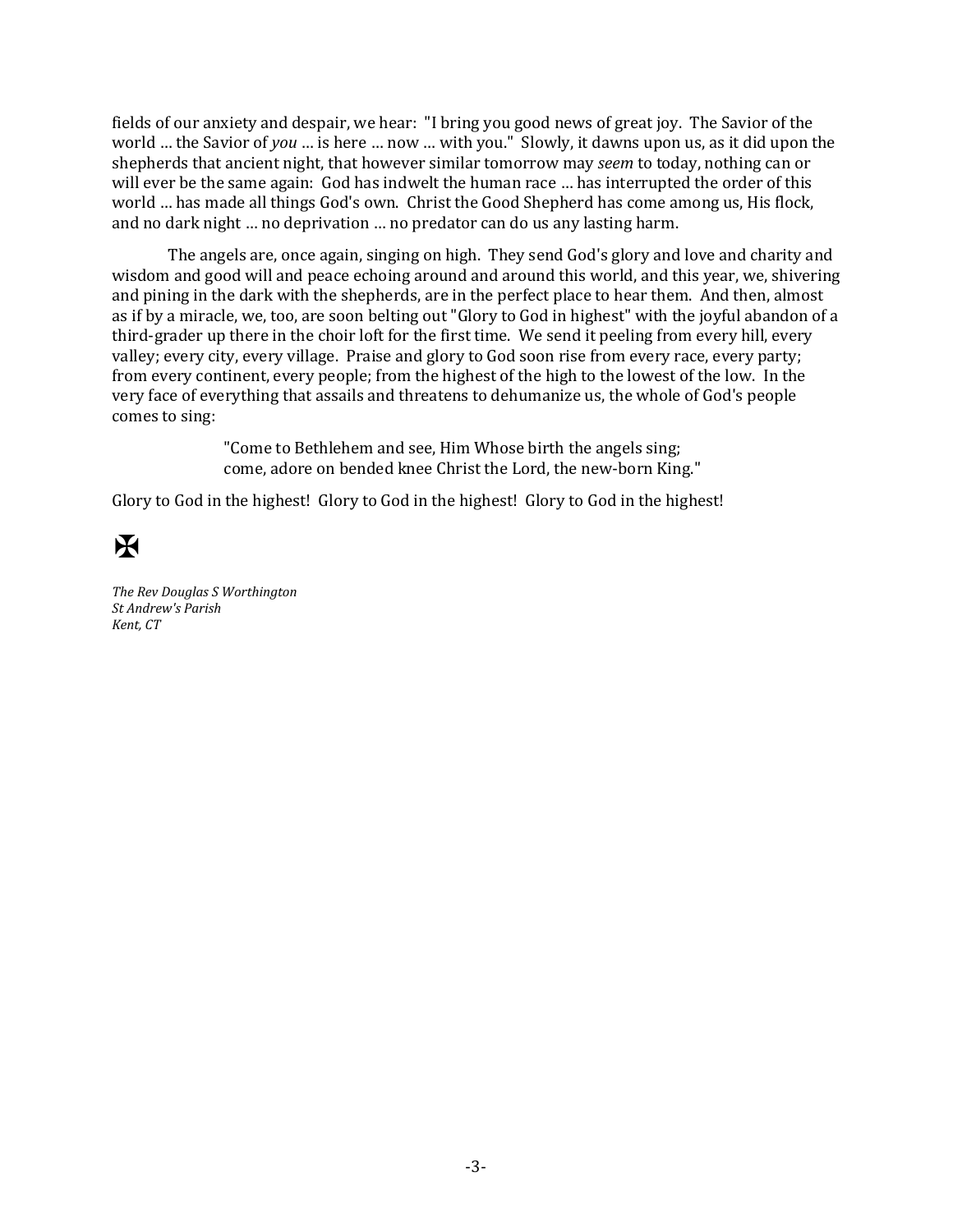fields of our anxiety and despair, we hear: "I bring you good news of great joy. The Savior of the world … the Savior of *you* … is here … now … with you." Slowly, it dawns upon us, as it did upon the shepherds that ancient night, that however similar tomorrow may *seem* to today, nothing can or will ever be the same again: God has indwelt the human race … has interrupted the order of this world … has made all things God's own. Christ the Good Shepherd has come among us, His flock, and no dark night … no deprivation … no predator can do us any lasting harm.

The angels are, once again, singing on high. They send God's glory and love and charity and wisdom and good will and peace echoing around and around this world, and this year, we, shivering and pining in the dark with the shepherds, are in the perfect place to hear them. And then, almost as if by a miracle, we, too, are soon belting out "Glory to God in highest" with the joyful abandon of a third-grader up there in the choir loft for the first time. We send it peeling from every hill, every valley; every city, every village. Praise and glory to God soon rise from every race, every party; from every continent, every people; from the highest of the high to the lowest of the low. In the very face of everything that assails and threatens to dehumanize us, the whole of God's people comes to sing:

> "Come to Bethlehem and see, Him Whose birth the angels sing;
> come, adore on bended knee Christ the Lord, the new-born King."

Glory to God in the highest! Glory to God in the highest! Glory to God in the highest!

✠

*The Rev Douglas S Worthington*
*St Andrew's Parish*
*Kent, CT*